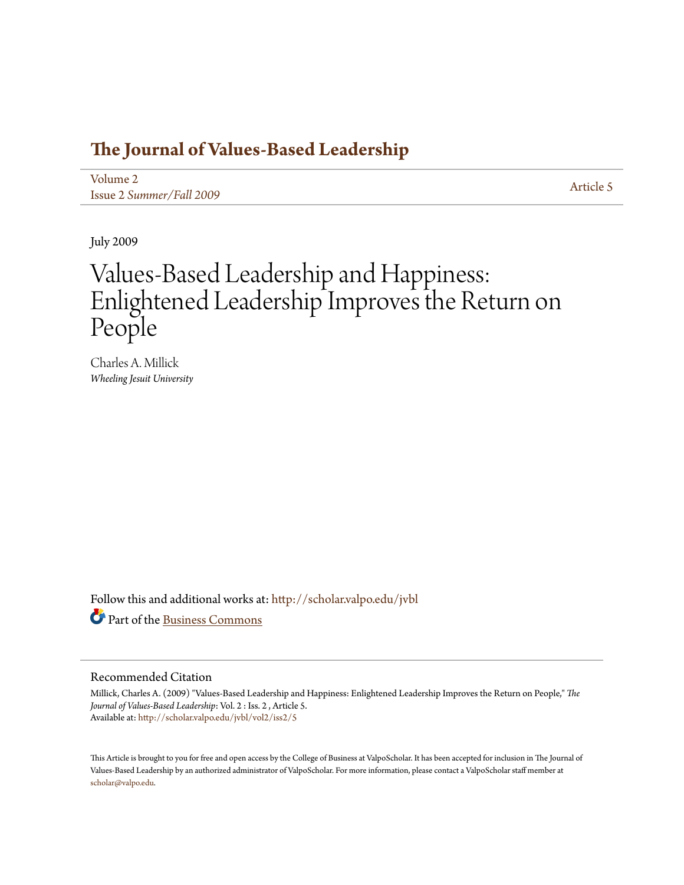# The Journal of Values-Based Leadership

Volume 2
Issue 2 *Summer/Fall 2009*

Article 5

July 2009

# Values-Based Leadership and Happiness: Enlightened Leadership Improves the Return on People

Charles A. Millick
*Wheeling Jesuit University*

Follow this and additional works at: http://scholar.valpo.edu/jvbl

Part of the Business Commons

## Recommended Citation

Millick, Charles A. (2009) "Values-Based Leadership and Happiness: Enlightened Leadership Improves the Return on People," *The Journal of Values-Based Leadership*: Vol. 2 : Iss. 2 , Article 5.
Available at: http://scholar.valpo.edu/jvbl/vol2/iss2/5

This Article is brought to you for free and open access by the College of Business at ValpoScholar. It has been accepted for inclusion in The Journal of Values-Based Leadership by an authorized administrator of ValpoScholar. For more information, please contact a ValpoScholar staff member at scholar@valpo.edu.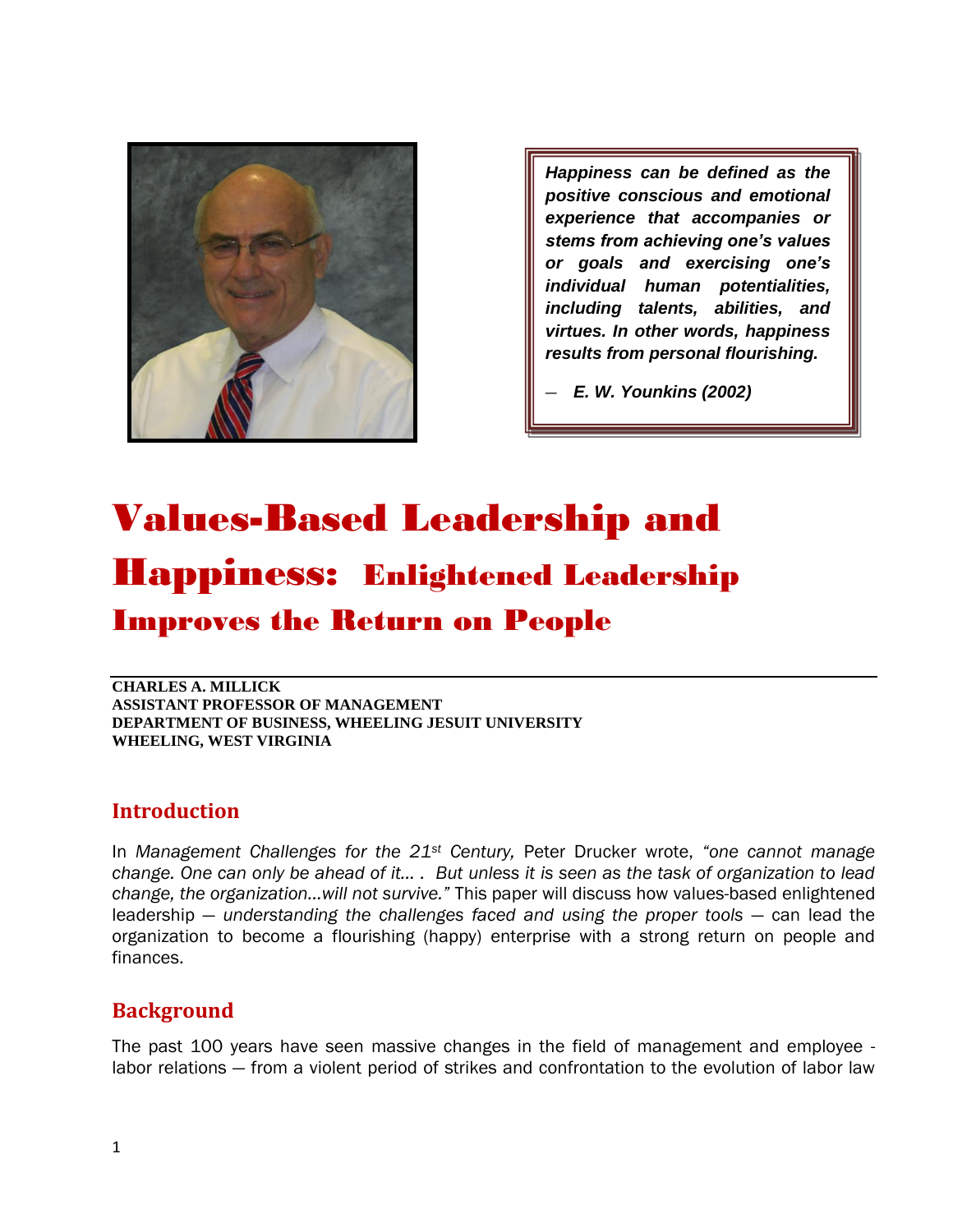> ***Happiness can be defined as the positive conscious and emotional experience that accompanies or stems from achieving one's values or goals and exercising one's individual human potentialities, including talents, abilities, and virtues. In other words, happiness results from personal flourishing.***
>
> — ***E. W. Younkins (2002)***

# Values-Based Leadership and Happiness: Enlightened Leadership Improves the Return on People

**CHARLES A. MILLICK**
**ASSISTANT PROFESSOR OF MANAGEMENT**
**DEPARTMENT OF BUSINESS, WHEELING JESUIT UNIVERSITY**
**WHEELING, WEST VIRGINIA**

## Introduction

In *Management Challenges for the 21st Century,* Peter Drucker wrote, *"one cannot manage change. One can only be ahead of it… . But unless it is seen as the task of organization to lead change, the organization…will not survive."* This paper will discuss how values-based enlightened leadership — *understanding the challenges faced and using the proper tools* — can lead the organization to become a flourishing (happy) enterprise with a strong return on people and finances.

## Background

The past 100 years have seen massive changes in the field of management and employee - labor relations — from a violent period of strikes and confrontation to the evolution of labor law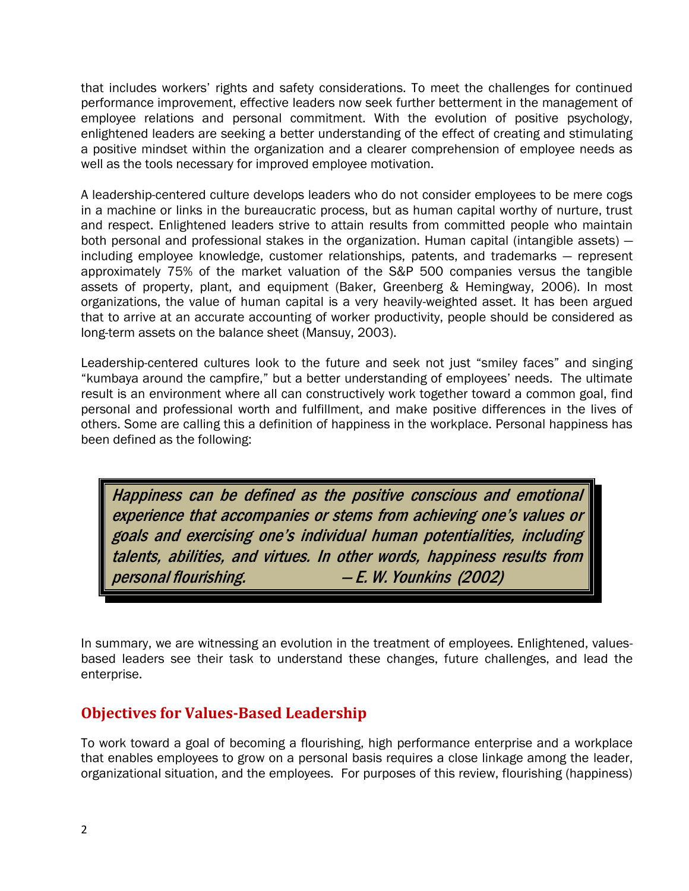that includes workers' rights and safety considerations. To meet the challenges for continued performance improvement, effective leaders now seek further betterment in the management of employee relations and personal commitment. With the evolution of positive psychology, enlightened leaders are seeking a better understanding of the effect of creating and stimulating a positive mindset within the organization and a clearer comprehension of employee needs as well as the tools necessary for improved employee motivation.

A leadership-centered culture develops leaders who do not consider employees to be mere cogs in a machine or links in the bureaucratic process, but as human capital worthy of nurture, trust and respect. Enlightened leaders strive to attain results from committed people who maintain both personal and professional stakes in the organization. Human capital (intangible assets) — including employee knowledge, customer relationships, patents, and trademarks — represent approximately 75% of the market valuation of the S&P 500 companies versus the tangible assets of property, plant, and equipment (Baker, Greenberg & Hemingway, 2006). In most organizations, the value of human capital is a very heavily-weighted asset. It has been argued that to arrive at an accurate accounting of worker productivity, people should be considered as long-term assets on the balance sheet (Mansuy, 2003).

Leadership-centered cultures look to the future and seek not just "smiley faces" and singing "kumbaya around the campfire," but a better understanding of employees' needs. The ultimate result is an environment where all can constructively work together toward a common goal, find personal and professional worth and fulfillment, and make positive differences in the lives of others. Some are calling this a definition of happiness in the workplace. Personal happiness has been defined as the following:

> *Happiness can be defined as the positive conscious and emotional experience that accompanies or stems from achieving one's values or goals and exercising one's individual human potentialities, including talents, abilities, and virtues. In other words, happiness results from personal flourishing.* — *E. W. Younkins (2002)*

In summary, we are witnessing an evolution in the treatment of employees. Enlightened, values-based leaders see their task to understand these changes, future challenges, and lead the enterprise.

## Objectives for Values-Based Leadership

To work toward a goal of becoming a flourishing, high performance enterprise and a workplace that enables employees to grow on a personal basis requires a close linkage among the leader, organizational situation, and the employees. For purposes of this review, flourishing (happiness)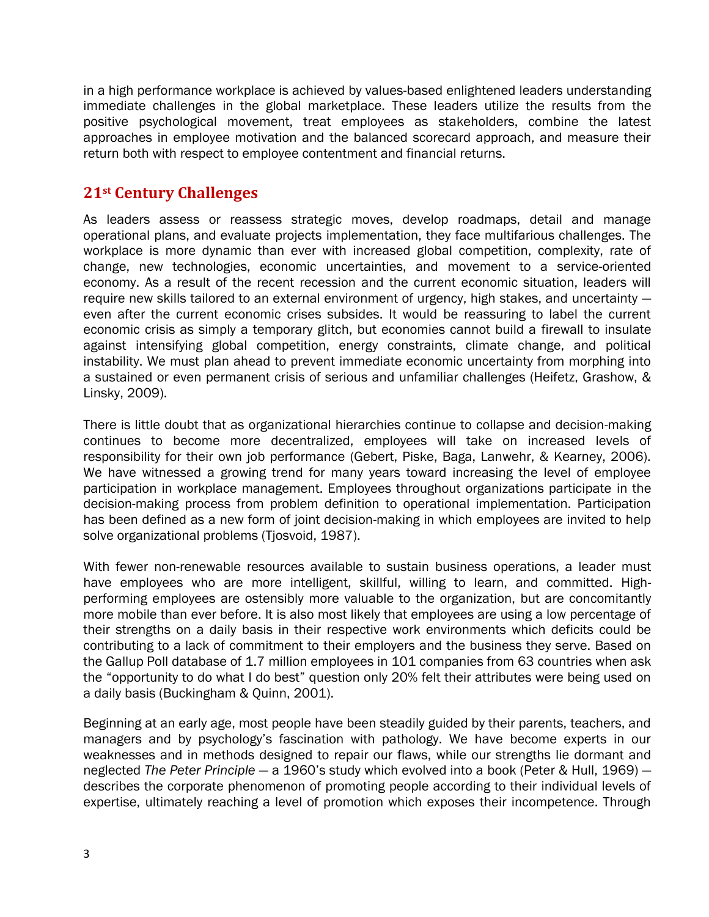in a high performance workplace is achieved by values-based enlightened leaders understanding immediate challenges in the global marketplace. These leaders utilize the results from the positive psychological movement, treat employees as stakeholders, combine the latest approaches in employee motivation and the balanced scorecard approach, and measure their return both with respect to employee contentment and financial returns.

## 21st Century Challenges

As leaders assess or reassess strategic moves, develop roadmaps, detail and manage operational plans, and evaluate projects implementation, they face multifarious challenges. The workplace is more dynamic than ever with increased global competition, complexity, rate of change, new technologies, economic uncertainties, and movement to a service-oriented economy. As a result of the recent recession and the current economic situation, leaders will require new skills tailored to an external environment of urgency, high stakes, and uncertainty — even after the current economic crises subsides. It would be reassuring to label the current economic crisis as simply a temporary glitch, but economies cannot build a firewall to insulate against intensifying global competition, energy constraints, climate change, and political instability. We must plan ahead to prevent immediate economic uncertainty from morphing into a sustained or even permanent crisis of serious and unfamiliar challenges (Heifetz, Grashow, & Linsky, 2009).

There is little doubt that as organizational hierarchies continue to collapse and decision-making continues to become more decentralized, employees will take on increased levels of responsibility for their own job performance (Gebert, Piske, Baga, Lanwehr, & Kearney, 2006). We have witnessed a growing trend for many years toward increasing the level of employee participation in workplace management. Employees throughout organizations participate in the decision-making process from problem definition to operational implementation. Participation has been defined as a new form of joint decision-making in which employees are invited to help solve organizational problems (Tjosvoid, 1987).

With fewer non-renewable resources available to sustain business operations, a leader must have employees who are more intelligent, skillful, willing to learn, and committed. High-performing employees are ostensibly more valuable to the organization, but are concomitantly more mobile than ever before. It is also most likely that employees are using a low percentage of their strengths on a daily basis in their respective work environments which deficits could be contributing to a lack of commitment to their employers and the business they serve. Based on the Gallup Poll database of 1.7 million employees in 101 companies from 63 countries when ask the "opportunity to do what I do best" question only 20% felt their attributes were being used on a daily basis (Buckingham & Quinn, 2001).

Beginning at an early age, most people have been steadily guided by their parents, teachers, and managers and by psychology's fascination with pathology. We have become experts in our weaknesses and in methods designed to repair our flaws, while our strengths lie dormant and neglected *The Peter Principle* — a 1960's study which evolved into a book (Peter & Hull, 1969) — describes the corporate phenomenon of promoting people according to their individual levels of expertise, ultimately reaching a level of promotion which exposes their incompetence. Through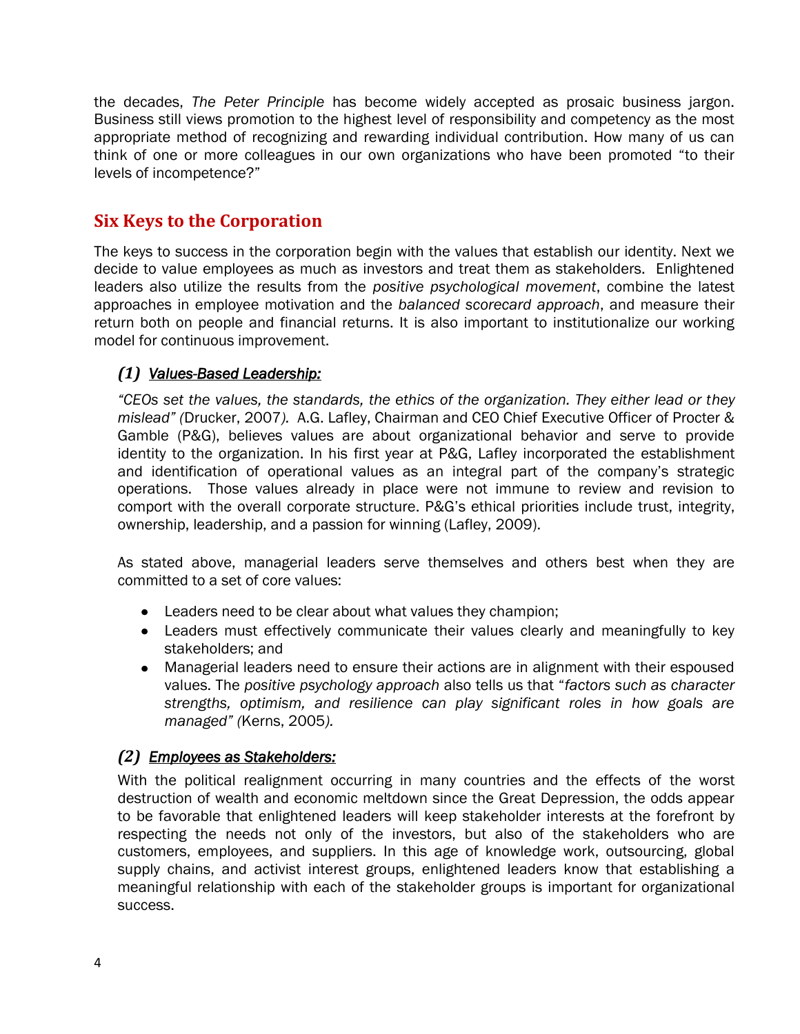the decades, *The Peter Principle* has become widely accepted as prosaic business jargon. Business still views promotion to the highest level of responsibility and competency as the most appropriate method of recognizing and rewarding individual contribution. How many of us can think of one or more colleagues in our own organizations who have been promoted "to their levels of incompetence?"

## Six Keys to the Corporation

The keys to success in the corporation begin with the values that establish our identity. Next we decide to value employees as much as investors and treat them as stakeholders. Enlightened leaders also utilize the results from the *positive psychological movement*, combine the latest approaches in employee motivation and the *balanced scorecard approach*, and measure their return both on people and financial returns. It is also important to institutionalize our working model for continuous improvement.

### *(1) Values-Based Leadership:*

*"CEOs set the values, the standards, the ethics of the organization. They either lead or they mislead" (*Drucker, 2007*).* A.G. Lafley, Chairman and CEO Chief Executive Officer of Procter & Gamble (P&G), believes values are about organizational behavior and serve to provide identity to the organization. In his first year at P&G, Lafley incorporated the establishment and identification of operational values as an integral part of the company's strategic operations. Those values already in place were not immune to review and revision to comport with the overall corporate structure. P&G's ethical priorities include trust, integrity, ownership, leadership, and a passion for winning (Lafley, 2009).

As stated above, managerial leaders serve themselves and others best when they are committed to a set of core values:

- Leaders need to be clear about what values they champion;
- Leaders must effectively communicate their values clearly and meaningfully to key stakeholders; and
- Managerial leaders need to ensure their actions are in alignment with their espoused values. The *positive psychology approach* also tells us that "*factors such as character strengths, optimism, and resilience can play significant roles in how goals are managed" (*Kerns, 2005*).*

### *(2) Employees as Stakeholders:*

With the political realignment occurring in many countries and the effects of the worst destruction of wealth and economic meltdown since the Great Depression, the odds appear to be favorable that enlightened leaders will keep stakeholder interests at the forefront by respecting the needs not only of the investors, but also of the stakeholders who are customers, employees, and suppliers. In this age of knowledge work, outsourcing, global supply chains, and activist interest groups, enlightened leaders know that establishing a meaningful relationship with each of the stakeholder groups is important for organizational success.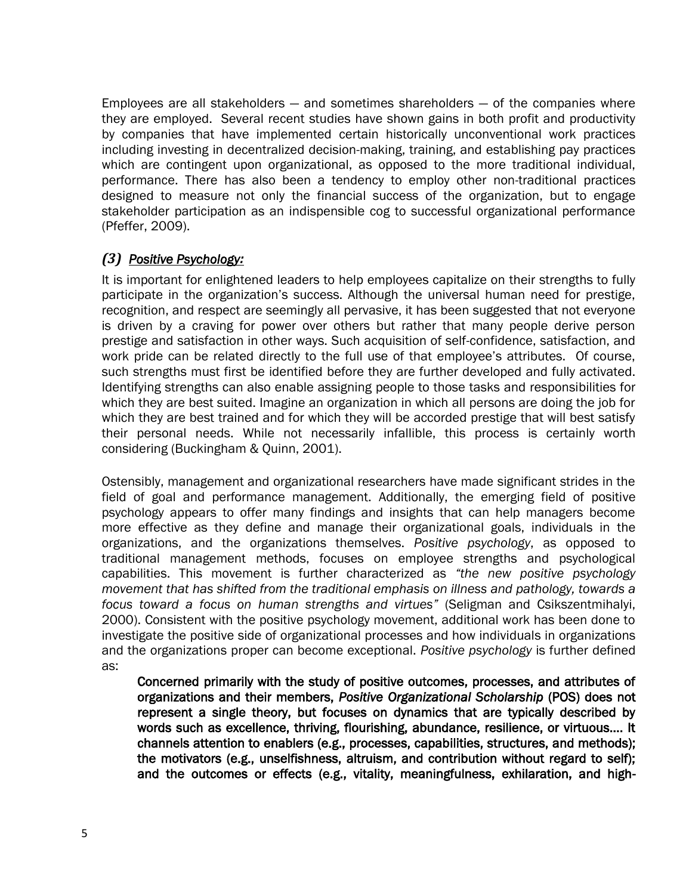Employees are all stakeholders — and sometimes shareholders — of the companies where they are employed. Several recent studies have shown gains in both profit and productivity by companies that have implemented certain historically unconventional work practices including investing in decentralized decision-making, training, and establishing pay practices which are contingent upon organizational, as opposed to the more traditional individual, performance. There has also been a tendency to employ other non-traditional practices designed to measure not only the financial success of the organization, but to engage stakeholder participation as an indispensible cog to successful organizational performance (Pfeffer, 2009).

### *(3) <u>Positive Psychology:</u>*

It is important for enlightened leaders to help employees capitalize on their strengths to fully participate in the organization's success. Although the universal human need for prestige, recognition, and respect are seemingly all pervasive, it has been suggested that not everyone is driven by a craving for power over others but rather that many people derive person prestige and satisfaction in other ways. Such acquisition of self-confidence, satisfaction, and work pride can be related directly to the full use of that employee's attributes. Of course, such strengths must first be identified before they are further developed and fully activated. Identifying strengths can also enable assigning people to those tasks and responsibilities for which they are best suited. Imagine an organization in which all persons are doing the job for which they are best trained and for which they will be accorded prestige that will best satisfy their personal needs. While not necessarily infallible, this process is certainly worth considering (Buckingham & Quinn, 2001).

Ostensibly, management and organizational researchers have made significant strides in the field of goal and performance management. Additionally, the emerging field of positive psychology appears to offer many findings and insights that can help managers become more effective as they define and manage their organizational goals, individuals in the organizations, and the organizations themselves. *Positive psychology*, as opposed to traditional management methods, focuses on employee strengths and psychological capabilities. This movement is further characterized as *"the new positive psychology movement that has shifted from the traditional emphasis on illness and pathology, towards a focus toward a focus on human strengths and virtues"* (Seligman and Csikszentmihalyi, 2000). Consistent with the positive psychology movement, additional work has been done to investigate the positive side of organizational processes and how individuals in organizations and the organizations proper can become exceptional. *Positive psychology* is further defined as:

> **Concerned primarily with the study of positive outcomes, processes, and attributes of organizations and their members, *Positive Organizational Scholarship* (POS) does not represent a single theory, but focuses on dynamics that are typically described by words such as excellence, thriving, flourishing, abundance, resilience, or virtuous.... It channels attention to enablers (e.g., processes, capabilities, structures, and methods); the motivators (e.g., unselfishness, altruism, and contribution without regard to self); and the outcomes or effects (e.g., vitality, meaningfulness, exhilaration, and high-**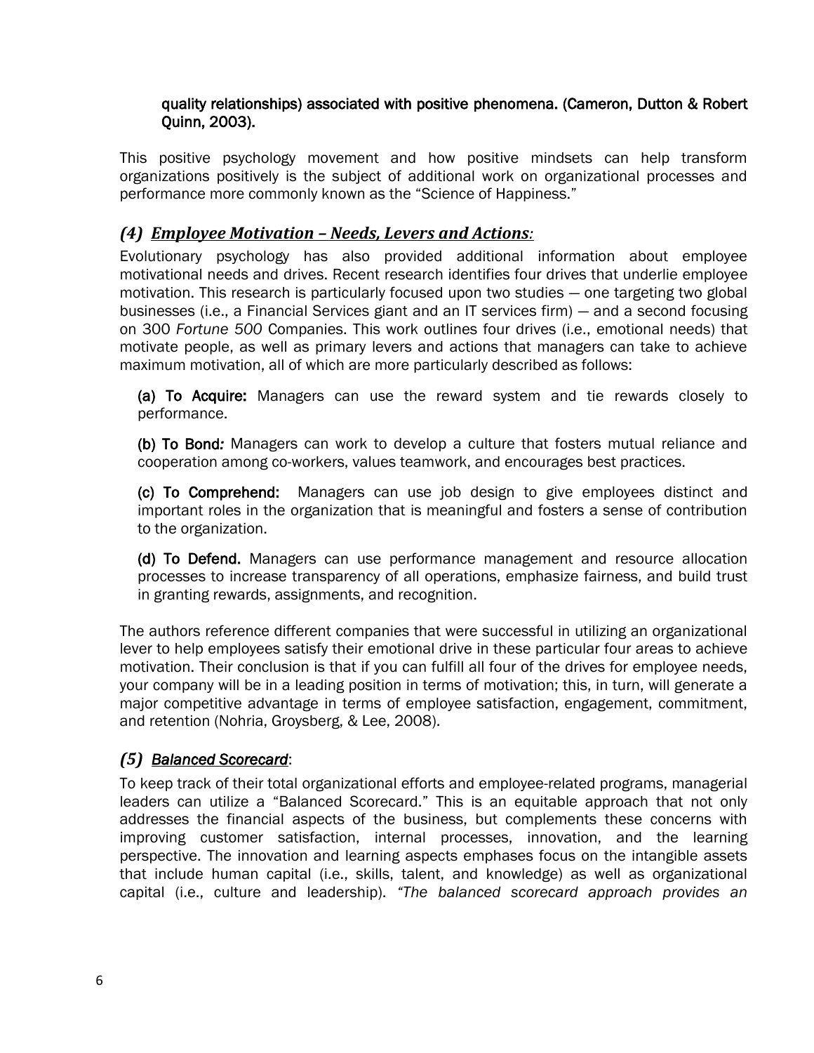**quality relationships) associated with positive phenomena. (Cameron, Dutton & Robert Quinn, 2003).**

This positive psychology movement and how positive mindsets can help transform organizations positively is the subject of additional work on organizational processes and performance more commonly known as the "Science of Happiness."

### *(4) Employee Motivation – Needs, Levers and Actions:*

Evolutionary psychology has also provided additional information about employee motivational needs and drives. Recent research identifies four drives that underlie employee motivation. This research is particularly focused upon two studies — one targeting two global businesses (i.e., a Financial Services giant and an IT services firm) — and a second focusing on 300 *Fortune 500* Companies. This work outlines four drives (i.e., emotional needs) that motivate people, as well as primary levers and actions that managers can take to achieve maximum motivation, all of which are more particularly described as follows:

**(a) To Acquire:** Managers can use the reward system and tie rewards closely to performance.

**(b) To Bond:** Managers can work to develop a culture that fosters mutual reliance and cooperation among co-workers, values teamwork, and encourages best practices.

**(c) To Comprehend:** Managers can use job design to give employees distinct and important roles in the organization that is meaningful and fosters a sense of contribution to the organization.

**(d) To Defend.** Managers can use performance management and resource allocation processes to increase transparency of all operations, emphasize fairness, and build trust in granting rewards, assignments, and recognition.

The authors reference different companies that were successful in utilizing an organizational lever to help employees satisfy their emotional drive in these particular four areas to achieve motivation. Their conclusion is that if you can fulfill all four of the drives for employee needs, your company will be in a leading position in terms of motivation; this, in turn, will generate a major competitive advantage in terms of employee satisfaction, engagement, commitment, and retention (Nohria, Groysberg, & Lee, 2008).

### *(5) Balanced Scorecard*:

To keep track of their total organizational efforts and employee-related programs, managerial leaders can utilize a "Balanced Scorecard." This is an equitable approach that not only addresses the financial aspects of the business, but complements these concerns with improving customer satisfaction, internal processes, innovation, and the learning perspective. The innovation and learning aspects emphases focus on the intangible assets that include human capital (i.e., skills, talent, and knowledge) as well as organizational capital (i.e., culture and leadership). *"The balanced scorecard approach provides an*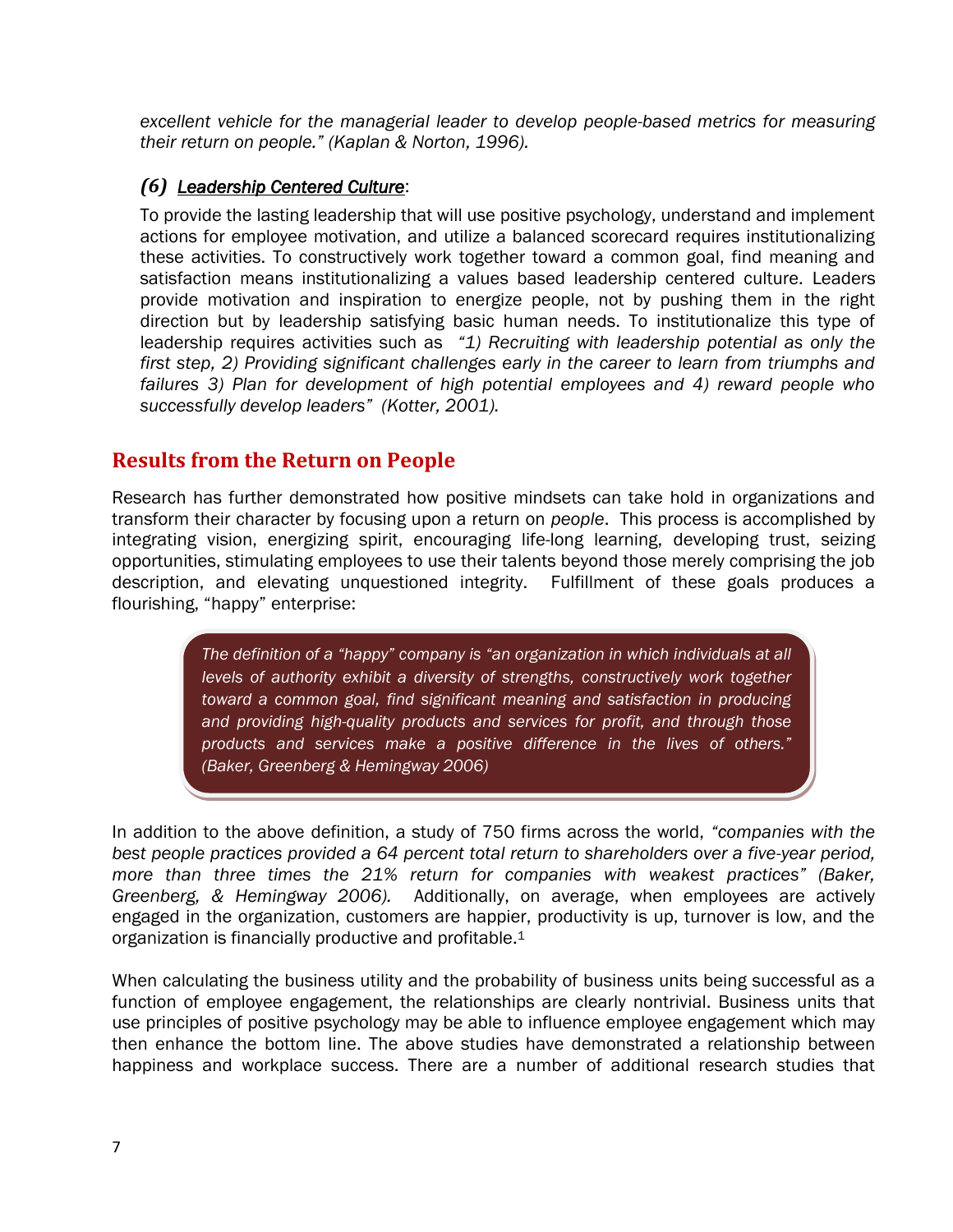*excellent vehicle for the managerial leader to develop people-based metrics for measuring their return on people." (Kaplan & Norton, 1996).*

### *(6) Leadership Centered Culture*:

To provide the lasting leadership that will use positive psychology, understand and implement actions for employee motivation, and utilize a balanced scorecard requires institutionalizing these activities. To constructively work together toward a common goal, find meaning and satisfaction means institutionalizing a values based leadership centered culture. Leaders provide motivation and inspiration to energize people, not by pushing them in the right direction but by leadership satisfying basic human needs. To institutionalize this type of leadership requires activities such as *"1) Recruiting with leadership potential as only the first step, 2) Providing significant challenges early in the career to learn from triumphs and failures 3) Plan for development of high potential employees and 4) reward people who successfully develop leaders" (Kotter, 2001).*

## Results from the Return on People

Research has further demonstrated how positive mindsets can take hold in organizations and transform their character by focusing upon a return on *people*. This process is accomplished by integrating vision, energizing spirit, encouraging life-long learning, developing trust, seizing opportunities, stimulating employees to use their talents beyond those merely comprising the job description, and elevating unquestioned integrity. Fulfillment of these goals produces a flourishing, "happy" enterprise:

> *The definition of a "happy" company is "an organization in which individuals at all levels of authority exhibit a diversity of strengths, constructively work together toward a common goal, find significant meaning and satisfaction in producing and providing high-quality products and services for profit, and through those products and services make a positive difference in the lives of others." (Baker, Greenberg & Hemingway 2006)*

In addition to the above definition, a study of 750 firms across the world, *"companies with the best people practices provided a 64 percent total return to shareholders over a five-year period, more than three times the 21% return for companies with weakest practices" (Baker, Greenberg, & Hemingway 2006).* Additionally, on average, when employees are actively engaged in the organization, customers are happier, productivity is up, turnover is low, and the organization is financially productive and profitable.[1]

When calculating the business utility and the probability of business units being successful as a function of employee engagement, the relationships are clearly nontrivial. Business units that use principles of positive psychology may be able to influence employee engagement which may then enhance the bottom line. The above studies have demonstrated a relationship between happiness and workplace success. There are a number of additional research studies that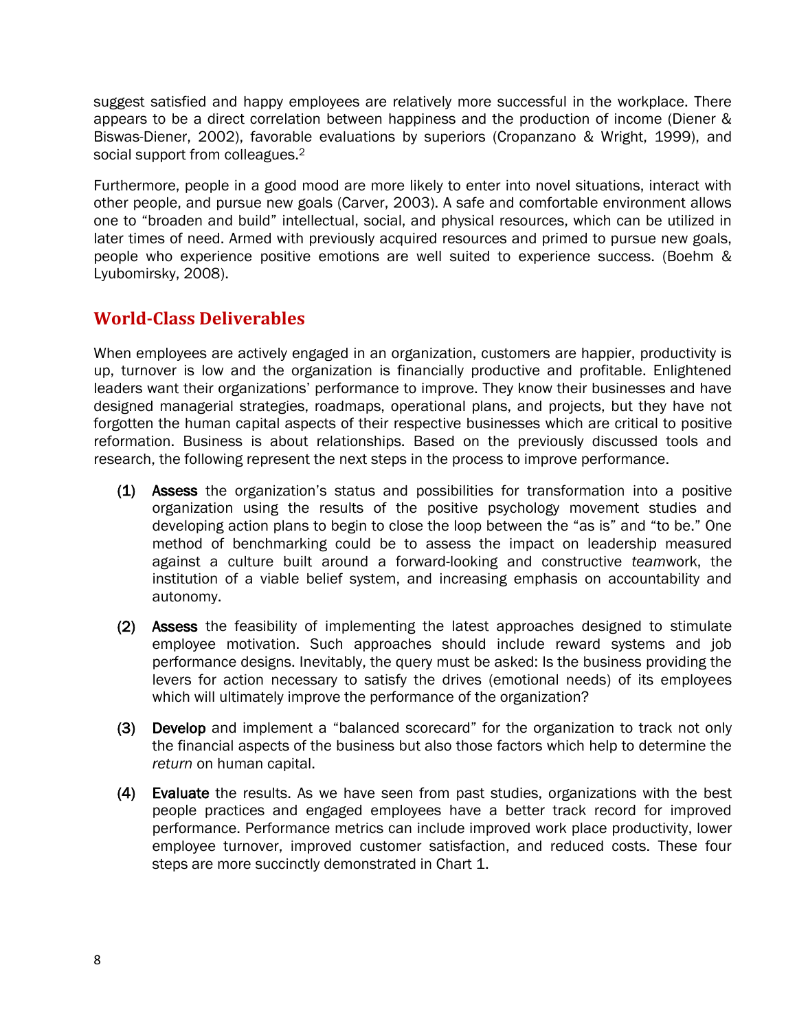suggest satisfied and happy employees are relatively more successful in the workplace. There appears to be a direct correlation between happiness and the production of income (Diener & Biswas-Diener, 2002), favorable evaluations by superiors (Cropanzano & Wright, 1999), and social support from colleagues.[2]

Furthermore, people in a good mood are more likely to enter into novel situations, interact with other people, and pursue new goals (Carver, 2003). A safe and comfortable environment allows one to "broaden and build" intellectual, social, and physical resources, which can be utilized in later times of need. Armed with previously acquired resources and primed to pursue new goals, people who experience positive emotions are well suited to experience success. (Boehm & Lyubomirsky, 2008).

## World-Class Deliverables

When employees are actively engaged in an organization, customers are happier, productivity is up, turnover is low and the organization is financially productive and profitable. Enlightened leaders want their organizations' performance to improve. They know their businesses and have designed managerial strategies, roadmaps, operational plans, and projects, but they have not forgotten the human capital aspects of their respective businesses which are critical to positive reformation. Business is about relationships. Based on the previously discussed tools and research, the following represent the next steps in the process to improve performance.

(1) **Assess** the organization's status and possibilities for transformation into a positive organization using the results of the positive psychology movement studies and developing action plans to begin to close the loop between the "as is" and "to be." One method of benchmarking could be to assess the impact on leadership measured against a culture built around a forward-looking and constructive *team*work, the institution of a viable belief system, and increasing emphasis on accountability and autonomy.

(2) **Assess** the feasibility of implementing the latest approaches designed to stimulate employee motivation. Such approaches should include reward systems and job performance designs. Inevitably, the query must be asked: Is the business providing the levers for action necessary to satisfy the drives (emotional needs) of its employees which will ultimately improve the performance of the organization?

(3) **Develop** and implement a "balanced scorecard" for the organization to track not only the financial aspects of the business but also those factors which help to determine the *return* on human capital.

(4) **Evaluate** the results. As we have seen from past studies, organizations with the best people practices and engaged employees have a better track record for improved performance. Performance metrics can include improved work place productivity, lower employee turnover, improved customer satisfaction, and reduced costs. These four steps are more succinctly demonstrated in Chart 1.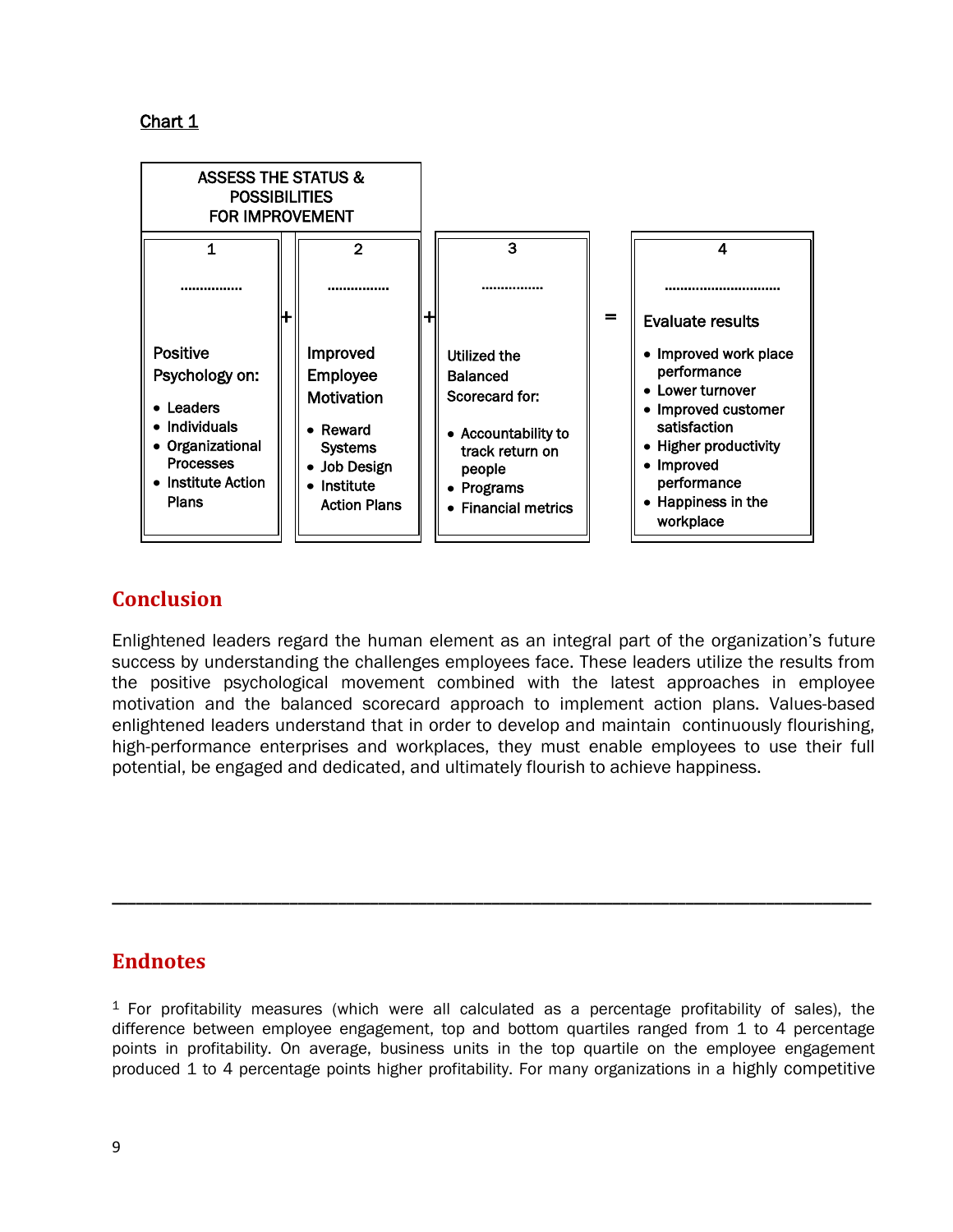Chart 1

| ASSESS THE STATUS & POSSIBILITIES FOR IMPROVEMENT | | | | | | |
|---|---|---|---|---|---|---|
| 1 | | 2 | | 3 | | 4 |
| ................ | + | ................ | + | ................ | = | .............................. |
| Positive Psychology on:<br>• Leaders<br>• Individuals<br>• Organizational Processes<br>• Institute Action Plans | | Improved Employee Motivation<br>• Reward Systems<br>• Job Design<br>• Institute Action Plans | | Utilized the Balanced Scorecard for:<br>• Accountability to track return on people<br>• Programs<br>• Financial metrics | | Evaluate results<br>• Improved work place performance<br>• Lower turnover<br>• Improved customer satisfaction<br>• Higher productivity<br>• Improved performance<br>• Happiness in the workplace |

## Conclusion

Enlightened leaders regard the human element as an integral part of the organization's future success by understanding the challenges employees face. These leaders utilize the results from the positive psychological movement combined with the latest approaches in employee motivation and the balanced scorecard approach to implement action plans. Values-based enlightened leaders understand that in order to develop and maintain continuously flourishing, high-performance enterprises and workplaces, they must enable employees to use their full potential, be engaged and dedicated, and ultimately flourish to achieve happiness.

---

## Endnotes

[1] For profitability measures (which were all calculated as a percentage profitability of sales), the difference between employee engagement, top and bottom quartiles ranged from 1 to 4 percentage points in profitability. On average, business units in the top quartile on the employee engagement produced 1 to 4 percentage points higher profitability. For many organizations in a highly competitive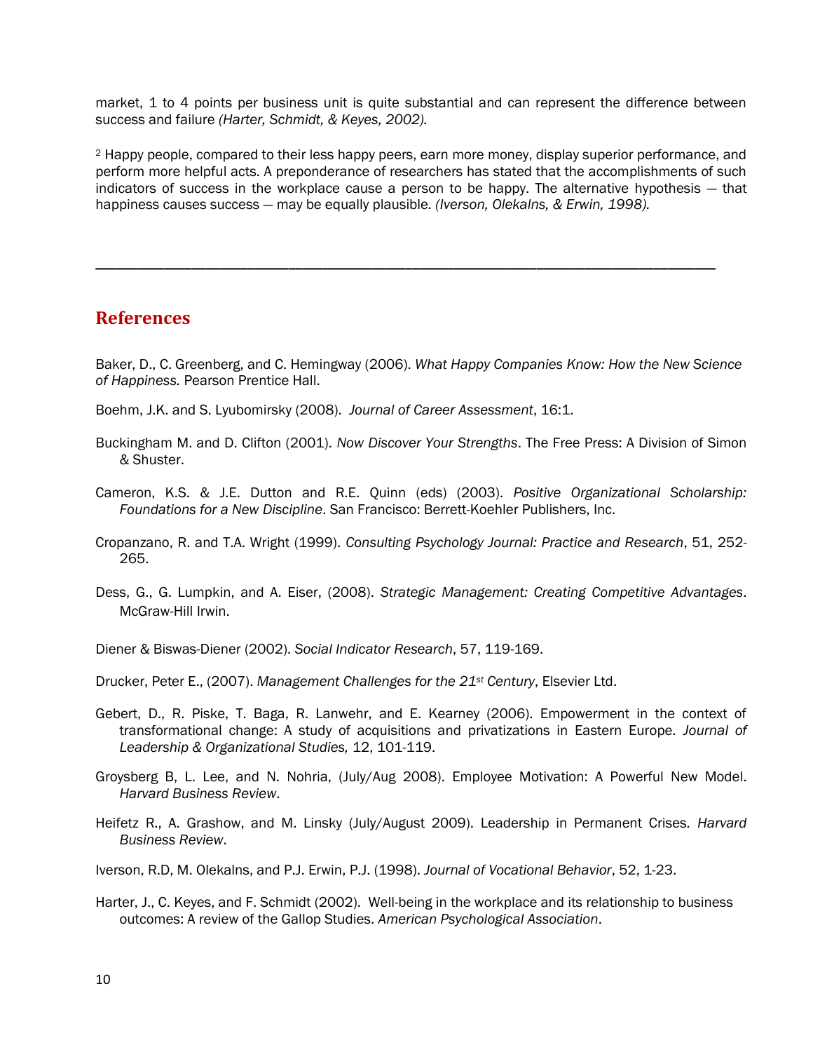market, 1 to 4 points per business unit is quite substantial and can represent the difference between success and failure *(Harter, Schmidt, & Keyes, 2002).*

[2] Happy people, compared to their less happy peers, earn more money, display superior performance, and perform more helpful acts. A preponderance of researchers has stated that the accomplishments of such indicators of success in the workplace cause a person to be happy. The alternative hypothesis — that happiness causes success — may be equally plausible. *(Iverson, Olekalns, & Erwin, 1998).*

---

## References

Baker, D., C. Greenberg, and C. Hemingway (2006). *What Happy Companies Know: How the New Science of Happiness.* Pearson Prentice Hall.

Boehm, J.K. and S. Lyubomirsky (2008). *Journal of Career Assessment*, 16:1.

Buckingham M. and D. Clifton (2001). *Now Discover Your Strengths*. The Free Press: A Division of Simon & Shuster.

Cameron, K.S. & J.E. Dutton and R.E. Quinn (eds) (2003). *Positive Organizational Scholarship: Foundations for a New Discipline*. San Francisco: Berrett-Koehler Publishers, Inc.

Cropanzano, R. and T.A. Wright (1999). *Consulting Psychology Journal: Practice and Research*, 51, 252-265.

Dess, G., G. Lumpkin, and A. Eiser, (2008). *Strategic Management: Creating Competitive Advantages*. McGraw-Hill Irwin.

Diener & Biswas-Diener (2002). *Social Indicator Research*, 57, 119-169.

Drucker, Peter E., (2007). *Management Challenges for the 21st Century*, Elsevier Ltd.

Gebert, D., R. Piske, T. Baga, R. Lanwehr, and E. Kearney (2006). Empowerment in the context of transformational change: A study of acquisitions and privatizations in Eastern Europe. *Journal of Leadership & Organizational Studies,* 12, 101-119.

Groysberg B, L. Lee, and N. Nohria, (July/Aug 2008). Employee Motivation: A Powerful New Model. *Harvard Business Review*.

Heifetz R., A. Grashow, and M. Linsky (July/August 2009). Leadership in Permanent Crises. *Harvard Business Review*.

Iverson, R.D, M. Olekalns, and P.J. Erwin, P.J. (1998). *Journal of Vocational Behavior*, 52, 1-23.

Harter, J., C. Keyes, and F. Schmidt (2002). Well-being in the workplace and its relationship to business outcomes: A review of the Gallop Studies. *American Psychological Association*.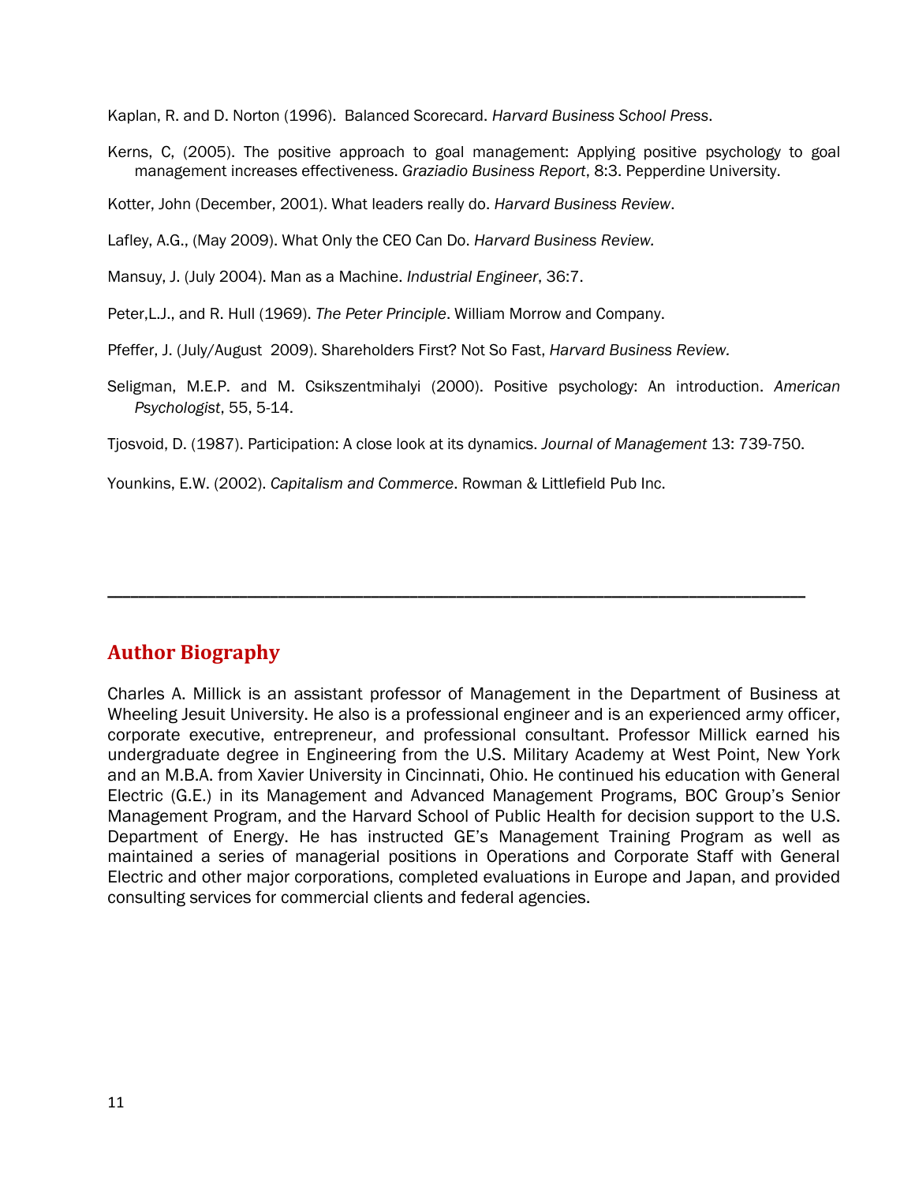Kaplan, R. and D. Norton (1996). Balanced Scorecard. *Harvard Business School Press*.

Kerns, C, (2005). The positive approach to goal management: Applying positive psychology to goal management increases effectiveness. *Graziadio Business Report*, 8:3. Pepperdine University.

Kotter, John (December, 2001). What leaders really do. *Harvard Business Review*.

Lafley, A.G., (May 2009). What Only the CEO Can Do. *Harvard Business Review.*

Mansuy, J. (July 2004). Man as a Machine. *Industrial Engineer*, 36:7.

Peter,L.J., and R. Hull (1969). *The Peter Principle*. William Morrow and Company.

Pfeffer, J. (July/August 2009). Shareholders First? Not So Fast, *Harvard Business Review.*

Seligman, M.E.P. and M. Csikszentmihalyi (2000). Positive psychology: An introduction. *American Psychologist*, 55, 5-14.

Tjosvoid, D. (1987). Participation: A close look at its dynamics. *Journal of Management* 13: 739-750.

Younkins, E.W. (2002). *Capitalism and Commerce*. Rowman & Littlefield Pub Inc.

---

## Author Biography

Charles A. Millick is an assistant professor of Management in the Department of Business at Wheeling Jesuit University. He also is a professional engineer and is an experienced army officer, corporate executive, entrepreneur, and professional consultant. Professor Millick earned his undergraduate degree in Engineering from the U.S. Military Academy at West Point, New York and an M.B.A. from Xavier University in Cincinnati, Ohio. He continued his education with General Electric (G.E.) in its Management and Advanced Management Programs, BOC Group's Senior Management Program, and the Harvard School of Public Health for decision support to the U.S. Department of Energy. He has instructed GE's Management Training Program as well as maintained a series of managerial positions in Operations and Corporate Staff with General Electric and other major corporations, completed evaluations in Europe and Japan, and provided consulting services for commercial clients and federal agencies.